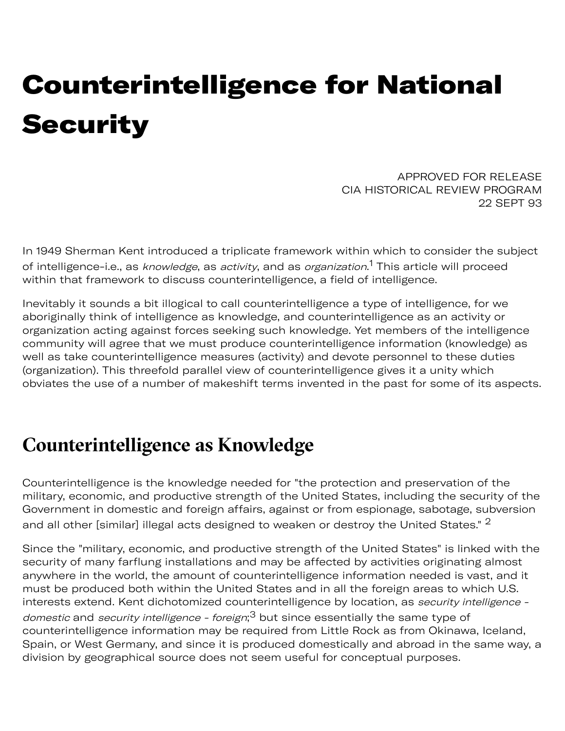# Counterintelligence for National Security

APPROVED FOR RELEASE
CIA HISTORICAL REVIEW PROGRAM
22 SEPT 93

In 1949 Sherman Kent introduced a triplicate framework within which to consider the subject of intelligence-i.e., as *knowledge*, as *activity*, and as *organization*.[1] This article will proceed within that framework to discuss counterintelligence, a field of intelligence.

Inevitably it sounds a bit illogical to call counterintelligence a type of intelligence, for we aboriginally think of intelligence as knowledge, and counterintelligence as an activity or organization acting against forces seeking such knowledge. Yet members of the intelligence community will agree that we must produce counterintelligence information (knowledge) as well as take counterintelligence measures (activity) and devote personnel to these duties (organization). This threefold parallel view of counterintelligence gives it a unity which obviates the use of a number of makeshift terms invented in the past for some of its aspects.

## Counterintelligence as Knowledge

Counterintelligence is the knowledge needed for "the protection and preservation of the military, economic, and productive strength of the United States, including the security of the Government in domestic and foreign affairs, against or from espionage, sabotage, subversion and all other [similar] illegal acts designed to weaken or destroy the United States." [2]

Since the "military, economic, and productive strength of the United States" is linked with the security of many farflung installations and may be affected by activities originating almost anywhere in the world, the amount of counterintelligence information needed is vast, and it must be produced both within the United States and in all the foreign areas to which U.S. interests extend. Kent dichotomized counterintelligence by location, as *security intelligence - domestic* and *security intelligence - foreign*;[3] but since essentially the same type of counterintelligence information may be required from Little Rock as from Okinawa, Iceland, Spain, or West Germany, and since it is produced domestically and abroad in the same way, a division by geographical source does not seem useful for conceptual purposes.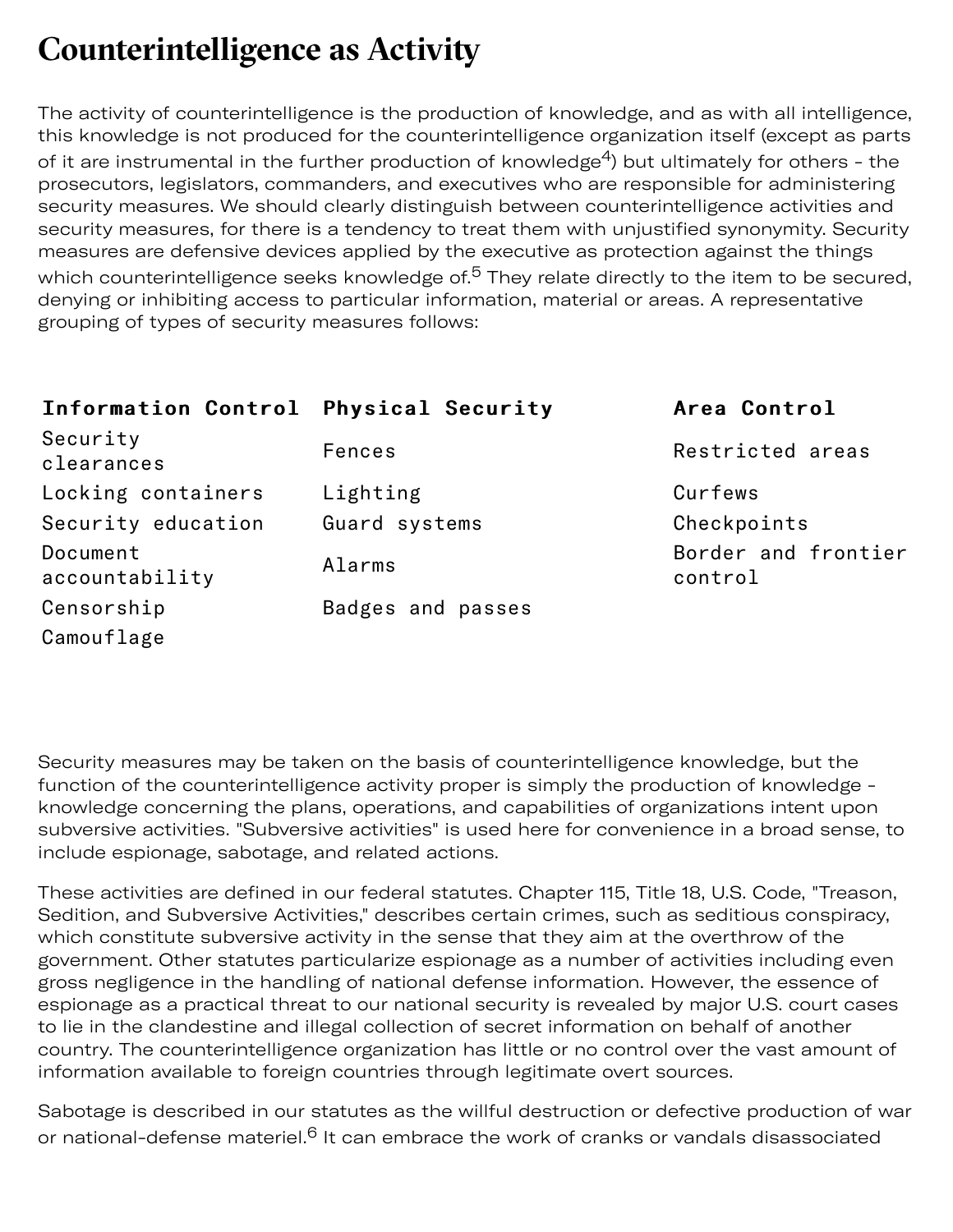# Counterintelligence as Activity

The activity of counterintelligence is the production of knowledge, and as with all intelligence, this knowledge is not produced for the counterintelligence organization itself (except as parts of it are instrumental in the further production of knowledge[4]) but ultimately for others - the prosecutors, legislators, commanders, and executives who are responsible for administering security measures. We should clearly distinguish between counterintelligence activities and security measures, for there is a tendency to treat them with unjustified synonymity. Security measures are defensive devices applied by the executive as protection against the things which counterintelligence seeks knowledge of.[5] They relate directly to the item to be secured, denying or inhibiting access to particular information, material or areas. A representative grouping of types of security measures follows:

| Information Control | Physical Security | Area Control |
|---|---|---|
| Security clearances | Fences | Restricted areas |
| Locking containers | Lighting | Curfews |
| Security education | Guard systems | Checkpoints |
| Document accountability | Alarms | Border and frontier control |
| Censorship | Badges and passes | |
| Camouflage | | |

Security measures may be taken on the basis of counterintelligence knowledge, but the function of the counterintelligence activity proper is simply the production of knowledge - knowledge concerning the plans, operations, and capabilities of organizations intent upon subversive activities. "Subversive activities" is used here for convenience in a broad sense, to include espionage, sabotage, and related actions.

These activities are defined in our federal statutes. Chapter 115, Title 18, U.S. Code, "Treason, Sedition, and Subversive Activities," describes certain crimes, such as seditious conspiracy, which constitute subversive activity in the sense that they aim at the overthrow of the government. Other statutes particularize espionage as a number of activities including even gross negligence in the handling of national defense information. However, the essence of espionage as a practical threat to our national security is revealed by major U.S. court cases to lie in the clandestine and illegal collection of secret information on behalf of another country. The counterintelligence organization has little or no control over the vast amount of information available to foreign countries through legitimate overt sources.

Sabotage is described in our statutes as the willful destruction or defective production of war or national-defense materiel.[6] It can embrace the work of cranks or vandals disassociated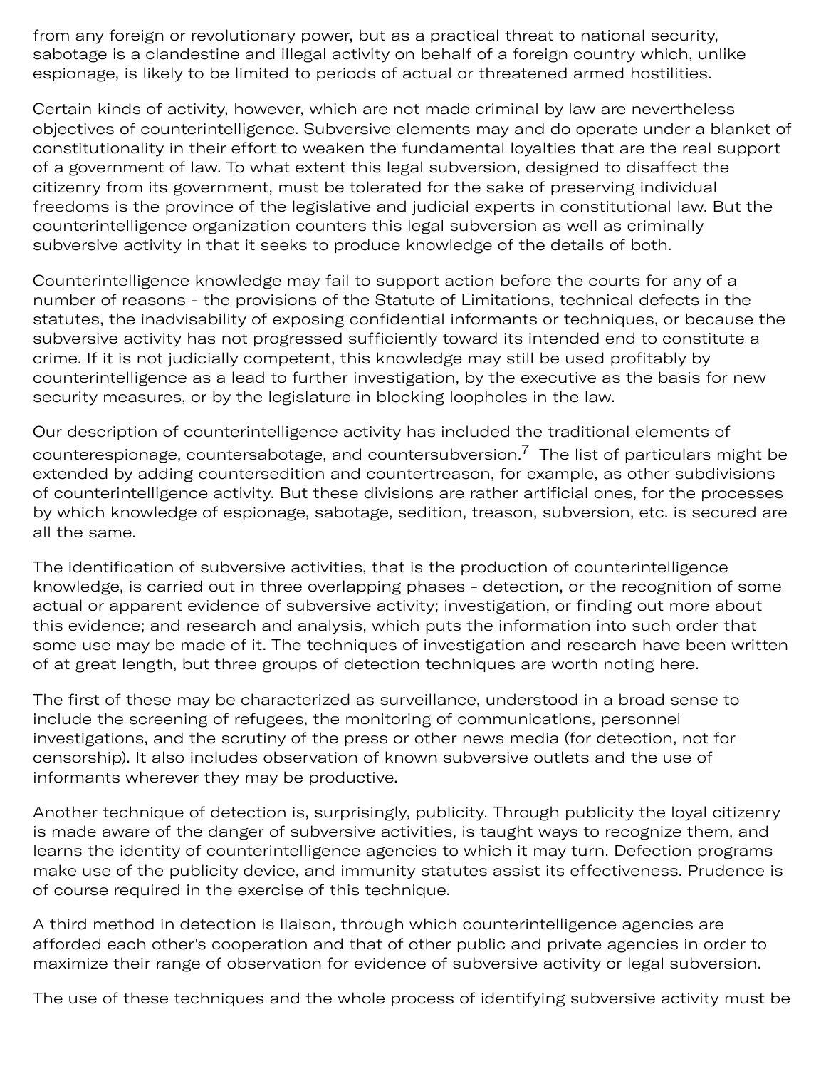from any foreign or revolutionary power, but as a practical threat to national security, sabotage is a clandestine and illegal activity on behalf of a foreign country which, unlike espionage, is likely to be limited to periods of actual or threatened armed hostilities.

Certain kinds of activity, however, which are not made criminal by law are nevertheless objectives of counterintelligence. Subversive elements may and do operate under a blanket of constitutionality in their effort to weaken the fundamental loyalties that are the real support of a government of law. To what extent this legal subversion, designed to disaffect the citizenry from its government, must be tolerated for the sake of preserving individual freedoms is the province of the legislative and judicial experts in constitutional law. But the counterintelligence organization counters this legal subversion as well as criminally subversive activity in that it seeks to produce knowledge of the details of both.

Counterintelligence knowledge may fail to support action before the courts for any of a number of reasons - the provisions of the Statute of Limitations, technical defects in the statutes, the inadvisability of exposing confidential informants or techniques, or because the subversive activity has not progressed sufficiently toward its intended end to constitute a crime. If it is not judicially competent, this knowledge may still be used profitably by counterintelligence as a lead to further investigation, by the executive as the basis for new security measures, or by the legislature in blocking loopholes in the law.

Our description of counterintelligence activity has included the traditional elements of counterespionage, countersabotage, and countersubversion.[7] The list of particulars might be extended by adding countersedition and countertreason, for example, as other subdivisions of counterintelligence activity. But these divisions are rather artificial ones, for the processes by which knowledge of espionage, sabotage, sedition, treason, subversion, etc. is secured are all the same.

The identification of subversive activities, that is the production of counterintelligence knowledge, is carried out in three overlapping phases - detection, or the recognition of some actual or apparent evidence of subversive activity; investigation, or finding out more about this evidence; and research and analysis, which puts the information into such order that some use may be made of it. The techniques of investigation and research have been written of at great length, but three groups of detection techniques are worth noting here.

The first of these may be characterized as surveillance, understood in a broad sense to include the screening of refugees, the monitoring of communications, personnel investigations, and the scrutiny of the press or other news media (for detection, not for censorship). It also includes observation of known subversive outlets and the use of informants wherever they may be productive.

Another technique of detection is, surprisingly, publicity. Through publicity the loyal citizenry is made aware of the danger of subversive activities, is taught ways to recognize them, and learns the identity of counterintelligence agencies to which it may turn. Defection programs make use of the publicity device, and immunity statutes assist its effectiveness. Prudence is of course required in the exercise of this technique.

A third method in detection is liaison, through which counterintelligence agencies are afforded each other's cooperation and that of other public and private agencies in order to maximize their range of observation for evidence of subversive activity or legal subversion.

The use of these techniques and the whole process of identifying subversive activity must be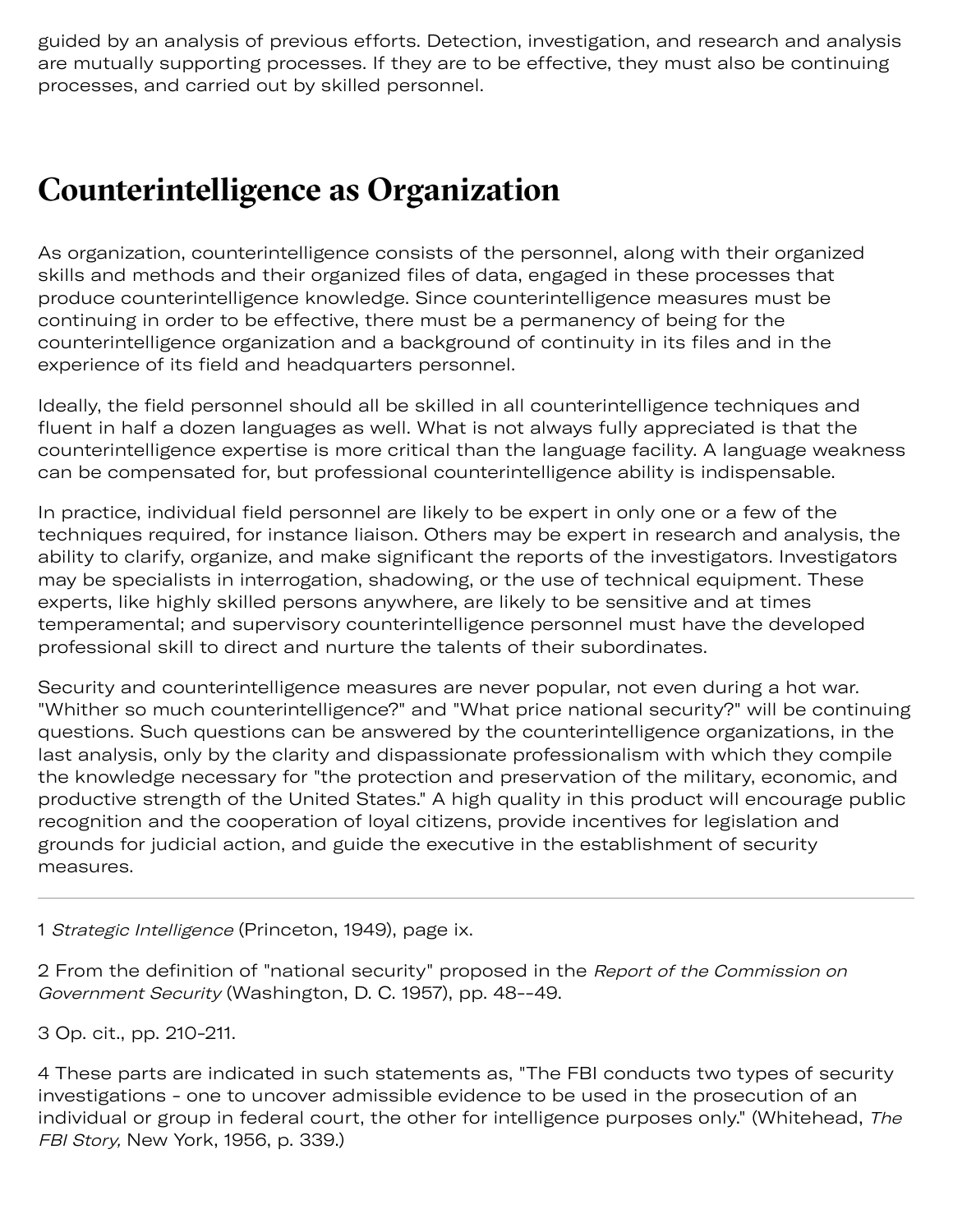guided by an analysis of previous efforts. Detection, investigation, and research and analysis are mutually supporting processes. If they are to be effective, they must also be continuing processes, and carried out by skilled personnel.

## Counterintelligence as Organization

As organization, counterintelligence consists of the personnel, along with their organized skills and methods and their organized files of data, engaged in these processes that produce counterintelligence knowledge. Since counterintelligence measures must be continuing in order to be effective, there must be a permanency of being for the counterintelligence organization and a background of continuity in its files and in the experience of its field and headquarters personnel.

Ideally, the field personnel should all be skilled in all counterintelligence techniques and fluent in half a dozen languages as well. What is not always fully appreciated is that the counterintelligence expertise is more critical than the language facility. A language weakness can be compensated for, but professional counterintelligence ability is indispensable.

In practice, individual field personnel are likely to be expert in only one or a few of the techniques required, for instance liaison. Others may be expert in research and analysis, the ability to clarify, organize, and make significant the reports of the investigators. Investigators may be specialists in interrogation, shadowing, or the use of technical equipment. These experts, like highly skilled persons anywhere, are likely to be sensitive and at times temperamental; and supervisory counterintelligence personnel must have the developed professional skill to direct and nurture the talents of their subordinates.

Security and counterintelligence measures are never popular, not even during a hot war. "Whither so much counterintelligence?" and "What price national security?" will be continuing questions. Such questions can be answered by the counterintelligence organizations, in the last analysis, only by the clarity and dispassionate professionalism with which they compile the knowledge necessary for "the protection and preservation of the military, economic, and productive strength of the United States." A high quality in this product will encourage public recognition and the cooperation of loyal citizens, provide incentives for legislation and grounds for judicial action, and guide the executive in the establishment of security measures.

---

1 *Strategic Intelligence* (Princeton, 1949), page ix.

2 From the definition of "national security" proposed in the *Report of the Commission on Government Security* (Washington, D. C. 1957), pp. 48--49.

3 Op. cit., pp. 210-211.

4 These parts are indicated in such statements as, "The FBI conducts two types of security investigations - one to uncover admissible evidence to be used in the prosecution of an individual or group in federal court, the other for intelligence purposes only." (Whitehead, *The FBI Story,* New York, 1956, p. 339.)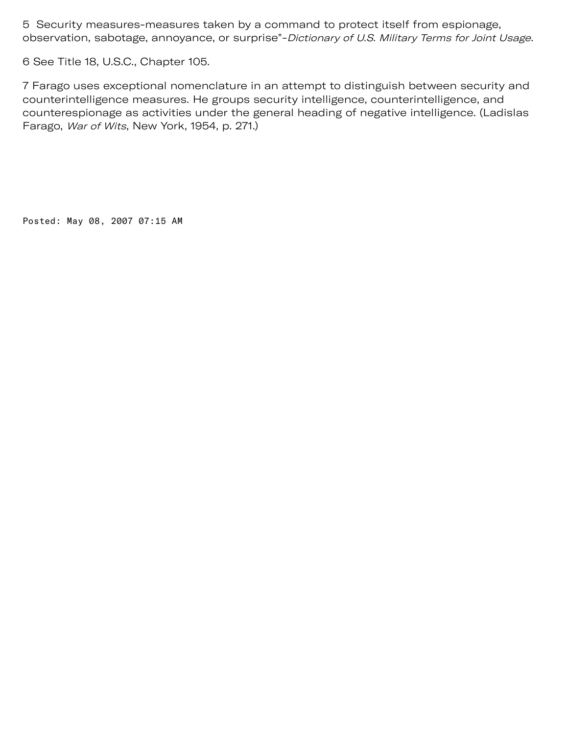5 Security measures-measures taken by a command to protect itself from espionage, observation, sabotage, annoyance, or surprise"-*Dictionary of U.S. Military Terms for Joint Usage*.

6 See Title 18, U.S.C., Chapter 105.

7 Farago uses exceptional nomenclature in an attempt to distinguish between security and counterintelligence measures. He groups security intelligence, counterintelligence, and counterespionage as activities under the general heading of negative intelligence. (Ladislas Farago, *War of Wits*, New York, 1954, p. 271.)

Posted: May 08, 2007 07:15 AM